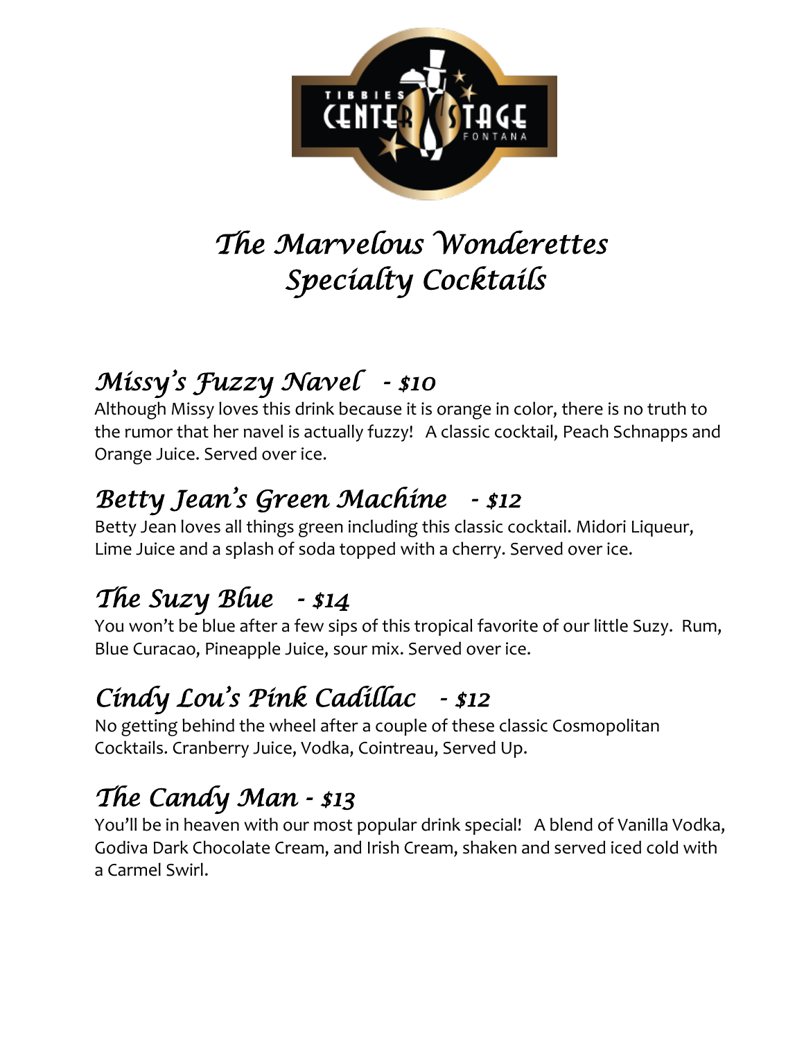TIBBIES CENTER STAGE FONTANA

# *The Marvelous Wonderettes Specialty Cocktails*

## *Missy's Fuzzy Navel - $10*

Although Missy loves this drink because it is orange in color, there is no truth to the rumor that her navel is actually fuzzy! A classic cocktail, Peach Schnapps and Orange Juice. Served over ice.

## *Betty Jean's Green Machine - $12*

Betty Jean loves all things green including this classic cocktail. Midori Liqueur, Lime Juice and a splash of soda topped with a cherry. Served over ice.

## *The Suzy Blue - $14*

You won't be blue after a few sips of this tropical favorite of our little Suzy. Rum, Blue Curacao, Pineapple Juice, sour mix. Served over ice.

## *Cindy Lou's Pink Cadillac - $12*

No getting behind the wheel after a couple of these classic Cosmopolitan Cocktails. Cranberry Juice, Vodka, Cointreau, Served Up.

## *The Candy Man - $13*

You'll be in heaven with our most popular drink special! A blend of Vanilla Vodka, Godiva Dark Chocolate Cream, and Irish Cream, shaken and served iced cold with a Carmel Swirl.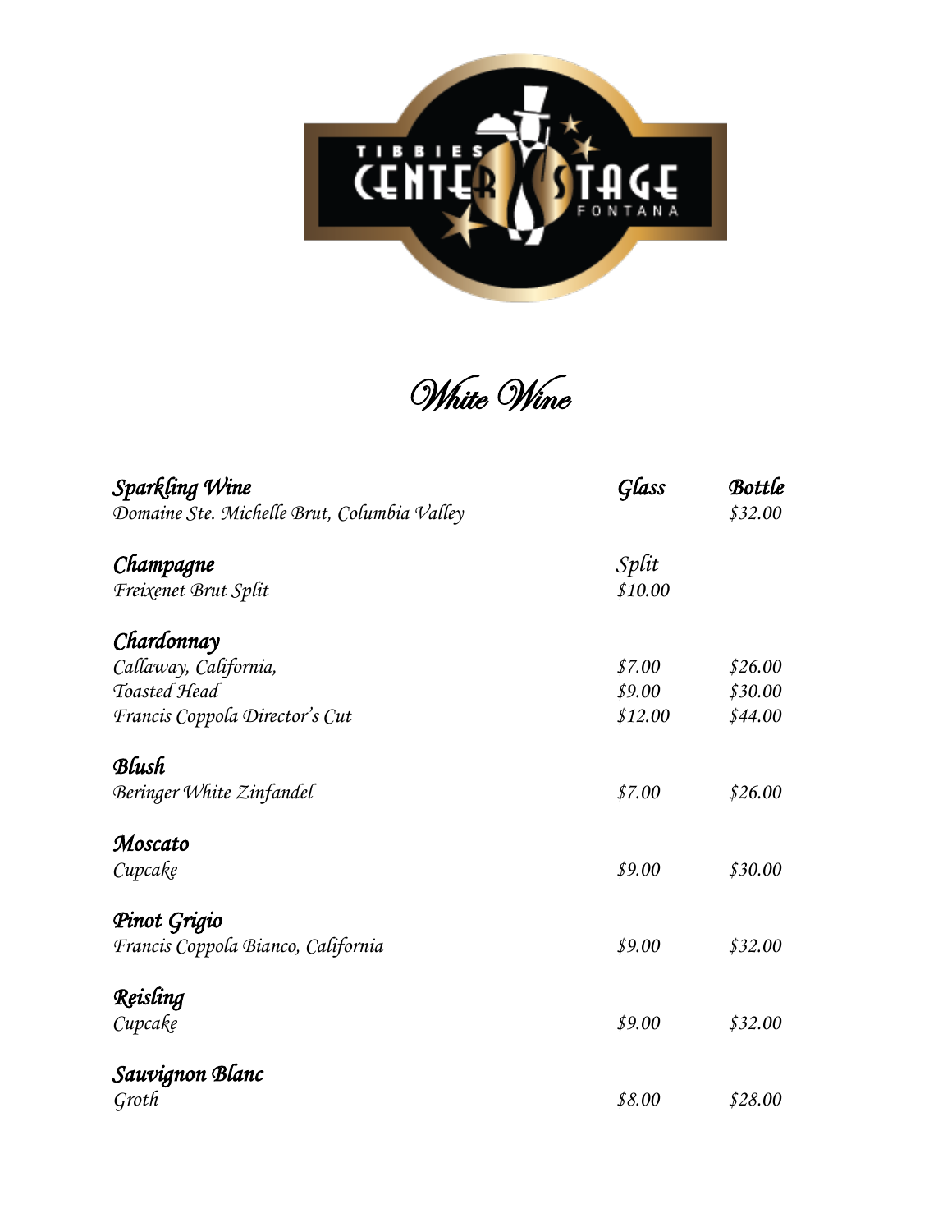# White Wine

| *Sparkling Wine* | *Glass* | *Bottle* |
|---|---|---|
| *Domaine Ste. Michelle Brut, Columbia Valley* | | *$32.00* |
| | | |
| ***Champagne*** | *Split* | |
| *Freixenet Brut Split* | *$10.00* | |
| | | |
| ***Chardonnay*** | | |
| *Callaway, California,* | *$7.00* | *$26.00* |
| *Toasted Head* | *$9.00* | *$30.00* |
| *Francis Coppola Director's Cut* | *$12.00* | *$44.00* |
| | | |
| ***Blush*** | | |
| *Beringer White Zinfandel* | *$7.00* | *$26.00* |
| | | |
| ***Moscato*** | | |
| *Cupcake* | *$9.00* | *$30.00* |
| | | |
| ***Pinot Grigio*** | | |
| *Francis Coppola Bianco, California* | *$9.00* | *$32.00* |
| | | |
| ***Reisling*** | | |
| *Cupcake* | *$9.00* | *$32.00* |
| | | |
| ***Sauvignon Blanc*** | | |
| *Groth* | *$8.00* | *$28.00* |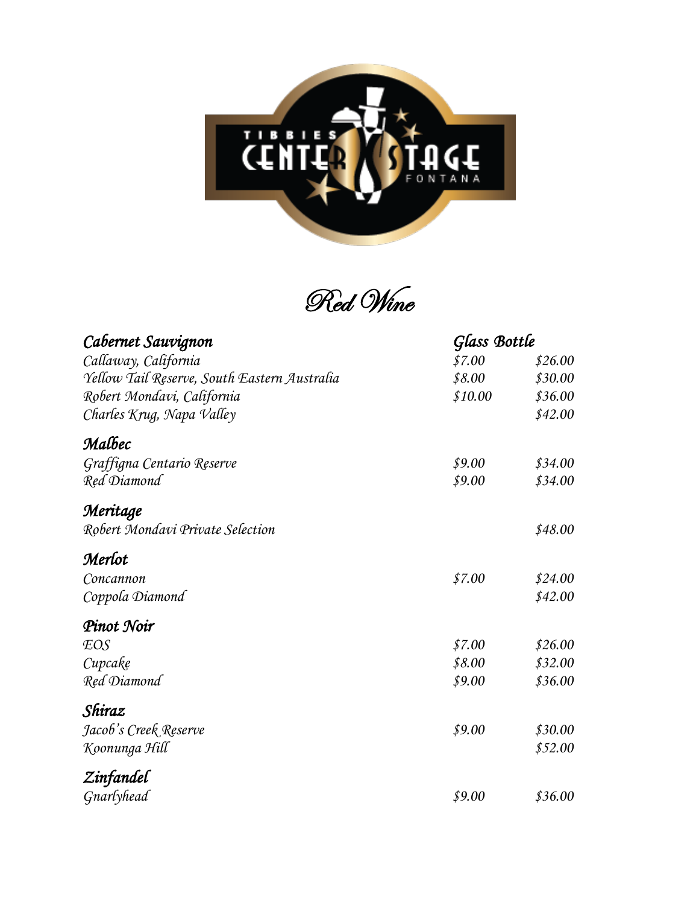TIBBIES CENTER STAGE FONTANA

# Red Wine

| Cabernet Sauvignon | Glass | Bottle |
|---|---|---|
| Callaway, California | $7.00 | $26.00 |
| Yellow Tail Reserve, South Eastern Australia | $8.00 | $30.00 |
| Robert Mondavi, California | $10.00 | $36.00 |
| Charles Krug, Napa Valley | | $42.00 |
| **Malbec** | | |
| Graffigna Centario Reserve | $9.00 | $34.00 |
| Red Diamond | $9.00 | $34.00 |
| **Meritage** | | |
| Robert Mondavi Private Selection | | $48.00 |
| **Merlot** | | |
| Concannon | $7.00 | $24.00 |
| Coppola Diamond | | $42.00 |
| **Pinot Noir** | | |
| EOS | $7.00 | $26.00 |
| Cupcake | $8.00 | $32.00 |
| Red Diamond | $9.00 | $36.00 |
| **Shiraz** | | |
| Jacob's Creek Reserve | $9.00 | $30.00 |
| Koonunga Hill | | $52.00 |
| **Zinfandel** | | |
| Gnarlyhead | $9.00 | $36.00 |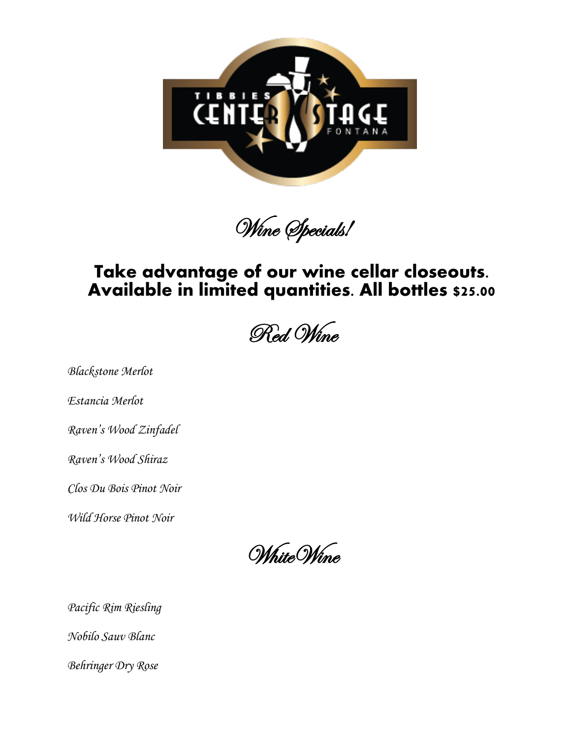# *Wine Specials!*

**Take advantage of our wine cellar closeouts. Available in limited quantities. All bottles $25.00**

## *Red Wine*

*Blackstone Merlot*

*Estancia Merlot*

*Raven's Wood Zinfadel*

*Raven's Wood Shiraz*

*Clos Du Bois Pinot Noir*

*Wild Horse Pinot Noir*

## *WhiteWine*

*Pacific Rim Riesling*

*Nobilo Sauv Blanc*

*Behringer Dry Rose*